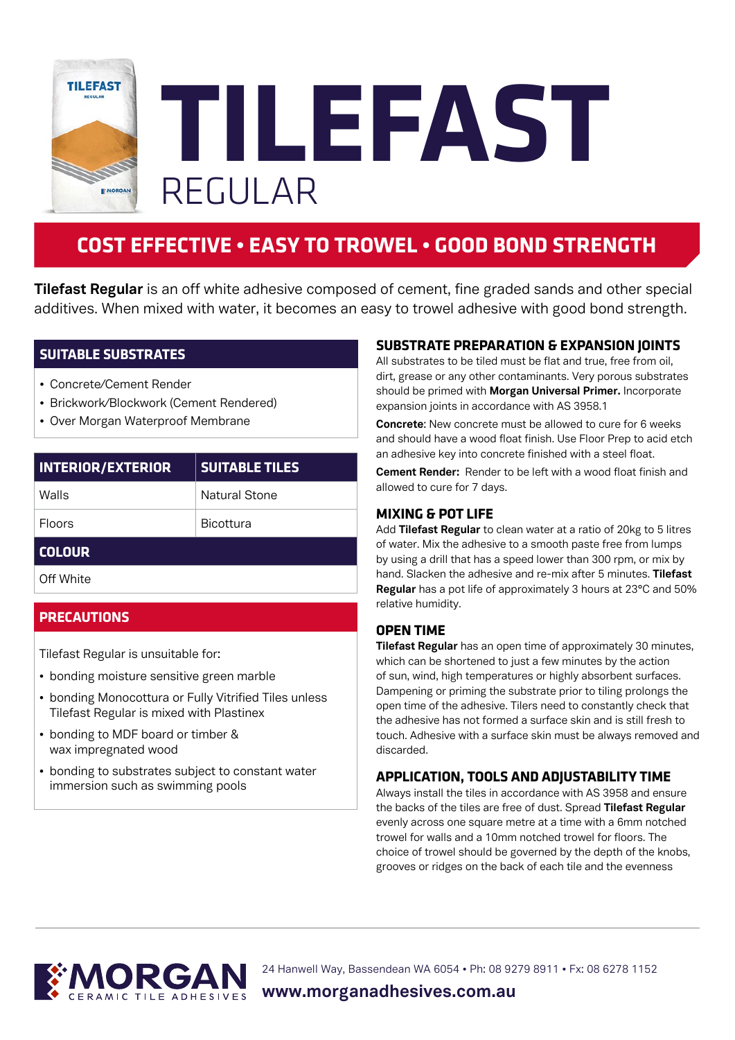# TILEFAST

## REGULAR

**COST EFFECTIVE • EASY TO TROWEL • GOOD BOND STRENGTH**

**Tilefast Regular** is an off white adhesive composed of cement, fine graded sands and other special additives. When mixed with water, it becomes an easy to trowel adhesive with good bond strength.

### SUITABLE SUBSTRATES

- Concrete/Cement Render
- Brickwork/Blockwork (Cement Rendered)
- Over Morgan Waterproof Membrane

| INTERIOR/EXTERIOR | SUITABLE TILES |
|---|---|
| Walls | Natural Stone |
| Floors | Bicottura |

| COLOUR |
|---|
| Off White |

### PRECAUTIONS

Tilefast Regular is unsuitable for:

- bonding moisture sensitive green marble
- bonding Monocottura or Fully Vitrified Tiles unless Tilefast Regular is mixed with Plastinex
- bonding to MDF board or timber & wax impregnated wood
- bonding to substrates subject to constant water immersion such as swimming pools

### SUBSTRATE PREPARATION & EXPANSION JOINTS

All substrates to be tiled must be flat and true, free from oil, dirt, grease or any other contaminants. Very porous substrates should be primed with **Morgan Universal Primer.** Incorporate expansion joints in accordance with AS 3958.1

**Concrete**: New concrete must be allowed to cure for 6 weeks and should have a wood float finish. Use Floor Prep to acid etch an adhesive key into concrete finished with a steel float.

**Cement Render:** Render to be left with a wood float finish and allowed to cure for 7 days.

### MIXING & POT LIFE

Add **Tilefast Regular** to clean water at a ratio of 20kg to 5 litres of water. Mix the adhesive to a smooth paste free from lumps by using a drill that has a speed lower than 300 rpm, or mix by hand. Slacken the adhesive and re-mix after 5 minutes. **Tilefast Regular** has a pot life of approximately 3 hours at 23°C and 50% relative humidity.

### OPEN TIME

**Tilefast Regular** has an open time of approximately 30 minutes, which can be shortened to just a few minutes by the action of sun, wind, high temperatures or highly absorbent surfaces. Dampening or priming the substrate prior to tiling prolongs the open time of the adhesive. Tilers need to constantly check that the adhesive has not formed a surface skin and is still fresh to touch. Adhesive with a surface skin must be always removed and discarded.

### APPLICATION, TOOLS AND ADJUSTABILITY TIME

Always install the tiles in accordance with AS 3958 and ensure the backs of the tiles are free of dust. Spread **Tilefast Regular** evenly across one square metre at a time with a 6mm notched trowel for walls and a 10mm notched trowel for floors. The choice of trowel should be governed by the depth of the knobs, grooves or ridges on the back of each tile and the evenness

MORGAN CERAMIC TILE ADHESIVES

24 Hanwell Way, Bassendean WA 6054 • Ph: 08 9279 8911 • Fx: 08 6278 1152

**www.morganadhesives.com.au**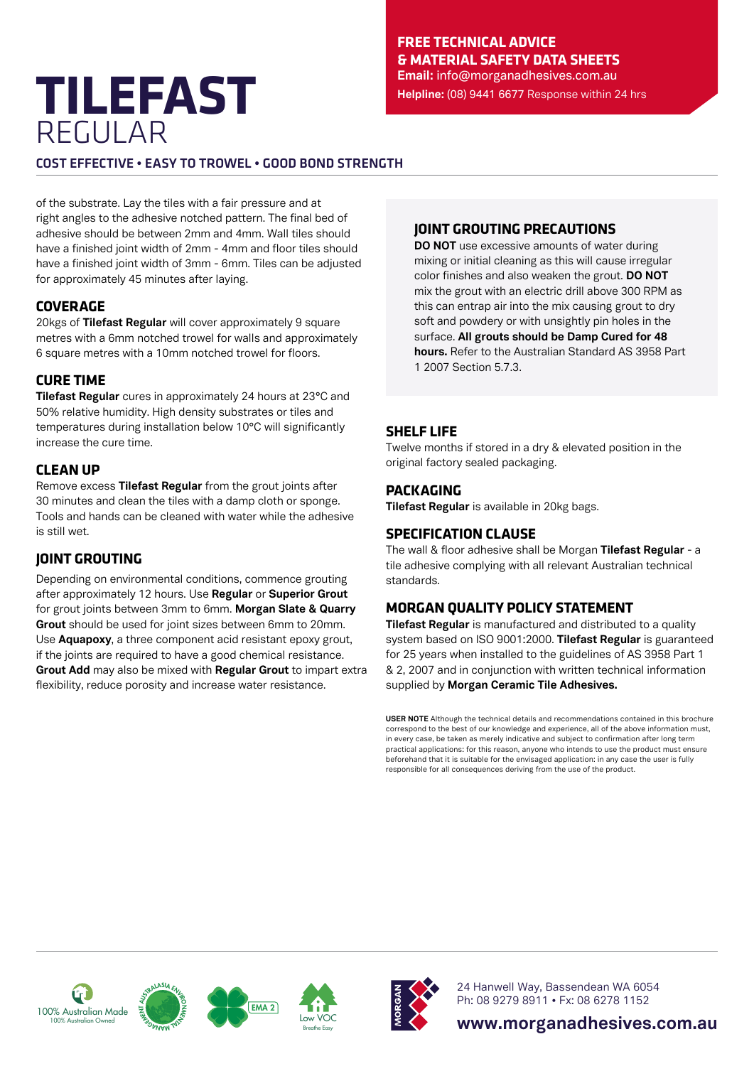# TILEFAST
REGULAR

**FREE TECHNICAL ADVICE & MATERIAL SAFETY DATA SHEETS**
**Email:** info@morganadhesives.com.au
**Helpline:** (08) 9441 6677 Response within 24 hrs

**COST EFFECTIVE • EASY TO TROWEL • GOOD BOND STRENGTH**

of the substrate. Lay the tiles with a fair pressure and at right angles to the adhesive notched pattern. The final bed of adhesive should be between 2mm and 4mm. Wall tiles should have a finished joint width of 2mm - 4mm and floor tiles should have a finished joint width of 3mm - 6mm. Tiles can be adjusted for approximately 45 minutes after laying.

## COVERAGE

20kgs of **Tilefast Regular** will cover approximately 9 square metres with a 6mm notched trowel for walls and approximately 6 square metres with a 10mm notched trowel for floors.

## CURE TIME

**Tilefast Regular** cures in approximately 24 hours at 23°C and 50% relative humidity. High density substrates or tiles and temperatures during installation below 10°C will significantly increase the cure time.

## CLEAN UP

Remove excess **Tilefast Regular** from the grout joints after 30 minutes and clean the tiles with a damp cloth or sponge. Tools and hands can be cleaned with water while the adhesive is still wet.

## JOINT GROUTING

Depending on environmental conditions, commence grouting after approximately 12 hours. Use **Regular** or **Superior Grout** for grout joints between 3mm to 6mm. **Morgan Slate & Quarry Grout** should be used for joint sizes between 6mm to 20mm. Use **Aquapoxy**, a three component acid resistant epoxy grout, if the joints are required to have a good chemical resistance. **Grout Add** may also be mixed with **Regular Grout** to impart extra flexibility, reduce porosity and increase water resistance.

## JOINT GROUTING PRECAUTIONS

**DO NOT** use excessive amounts of water during mixing or initial cleaning as this will cause irregular color finishes and also weaken the grout. **DO NOT** mix the grout with an electric drill above 300 RPM as this can entrap air into the mix causing grout to dry soft and powdery or with unsightly pin holes in the surface. **All grouts should be Damp Cured for 48 hours.** Refer to the Australian Standard AS 3958 Part 1 2007 Section 5.7.3.

## SHELF LIFE

Twelve months if stored in a dry & elevated position in the original factory sealed packaging.

## PACKAGING

**Tilefast Regular** is available in 20kg bags.

## SPECIFICATION CLAUSE

The wall & floor adhesive shall be Morgan **Tilefast Regular** - a tile adhesive complying with all relevant Australian technical standards.

## MORGAN QUALITY POLICY STATEMENT

**Tilefast Regular** is manufactured and distributed to a quality system based on ISO 9001:2000. **Tilefast Regular** is guaranteed for 25 years when installed to the guidelines of AS 3958 Part 1 & 2, 2007 and in conjunction with written technical information supplied by **Morgan Ceramic Tile Adhesives.**

**USER NOTE** Although the technical details and recommendations contained in this brochure correspond to the best of our knowledge and experience, all of the above information must, in every case, be taken as merely indicative and subject to confirmation after long term practical applications: for this reason, anyone who intends to use the product must ensure beforehand that it is suitable for the envisaged application: in any case the user is fully responsible for all consequences deriving from the use of the product.

100% Australian Made
100% Australian Owned

EMA 2

Low VOC
Breathe Easy

24 Hanwell Way, Bassendean WA 6054
Ph: 08 9279 8911 • Fx: 08 6278 1152

**www.morganadhesives.com.au**